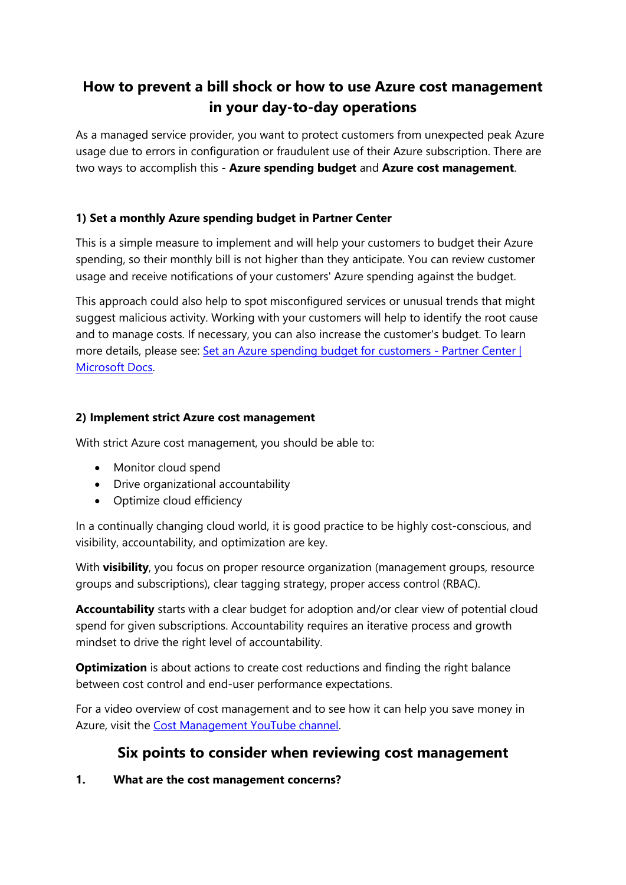# How to prevent a bill shock or how to use Azure cost management in your day-to-day operations

As a managed service provider, you want to protect customers from unexpected peak Azure usage due to errors in configuration or fraudulent use of their Azure subscription. There are two ways to accomplish this - **Azure spending budget** and **Azure cost management**.

### 1) Set a monthly Azure spending budget in Partner Center

This is a simple measure to implement and will help your customers to budget their Azure spending, so their monthly bill is not higher than they anticipate. You can review customer usage and receive notifications of your customers' Azure spending against the budget.

This approach could also help to spot misconfigured services or unusual trends that might suggest malicious activity. Working with your customers will help to identify the root cause and to manage costs. If necessary, you can also increase the customer's budget. To learn more details, please see: Set an Azure spending budget for customers - Partner Center | Microsoft Docs.

### 2) Implement strict Azure cost management

With strict Azure cost management, you should be able to:

- Monitor cloud spend
- Drive organizational accountability
- Optimize cloud efficiency

In a continually changing cloud world, it is good practice to be highly cost-conscious, and visibility, accountability, and optimization are key.

With **visibility**, you focus on proper resource organization (management groups, resource groups and subscriptions), clear tagging strategy, proper access control (RBAC).

**Accountability** starts with a clear budget for adoption and/or clear view of potential cloud spend for given subscriptions. Accountability requires an iterative process and growth mindset to drive the right level of accountability.

**Optimization** is about actions to create cost reductions and finding the right balance between cost control and end-user performance expectations.

For a video overview of cost management and to see how it can help you save money in Azure, visit the Cost Management YouTube channel.

## Six points to consider when reviewing cost management

**1. What are the cost management concerns?**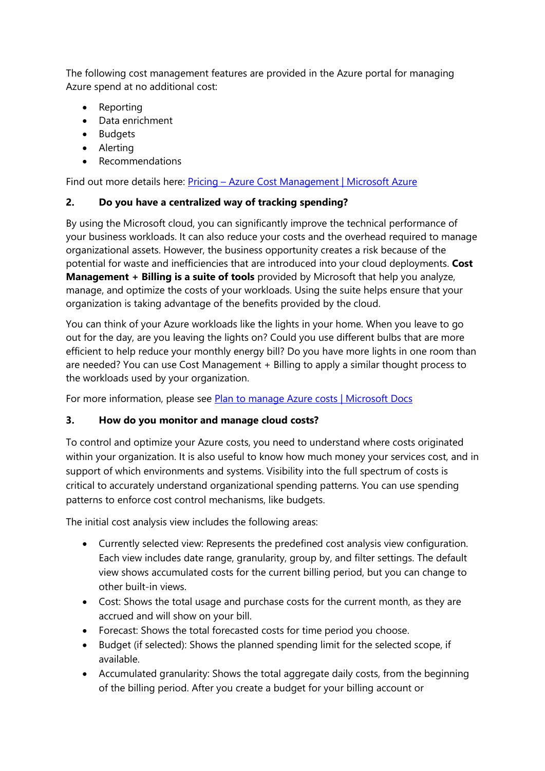The following cost management features are provided in the Azure portal for managing Azure spend at no additional cost:

- Reporting
- Data enrichment
- Budgets
- Alerting
- Recommendations

Find out more details here: [Pricing – Azure Cost Management | Microsoft Azure]()

### 2. Do you have a centralized way of tracking spending?

By using the Microsoft cloud, you can significantly improve the technical performance of your business workloads. It can also reduce your costs and the overhead required to manage organizational assets. However, the business opportunity creates a risk because of the potential for waste and inefficiencies that are introduced into your cloud deployments. **Cost Management + Billing is a suite of tools** provided by Microsoft that help you analyze, manage, and optimize the costs of your workloads. Using the suite helps ensure that your organization is taking advantage of the benefits provided by the cloud.

You can think of your Azure workloads like the lights in your home. When you leave to go out for the day, are you leaving the lights on? Could you use different bulbs that are more efficient to help reduce your monthly energy bill? Do you have more lights in one room than are needed? You can use Cost Management + Billing to apply a similar thought process to the workloads used by your organization.

For more information, please see [Plan to manage Azure costs | Microsoft Docs]()

### 3. How do you monitor and manage cloud costs?

To control and optimize your Azure costs, you need to understand where costs originated within your organization. It is also useful to know how much money your services cost, and in support of which environments and systems. Visibility into the full spectrum of costs is critical to accurately understand organizational spending patterns. You can use spending patterns to enforce cost control mechanisms, like budgets.

The initial cost analysis view includes the following areas:

- Currently selected view: Represents the predefined cost analysis view configuration. Each view includes date range, granularity, group by, and filter settings. The default view shows accumulated costs for the current billing period, but you can change to other built-in views.
- Cost: Shows the total usage and purchase costs for the current month, as they are accrued and will show on your bill.
- Forecast: Shows the total forecasted costs for time period you choose.
- Budget (if selected): Shows the planned spending limit for the selected scope, if available.
- Accumulated granularity: Shows the total aggregate daily costs, from the beginning of the billing period. After you create a budget for your billing account or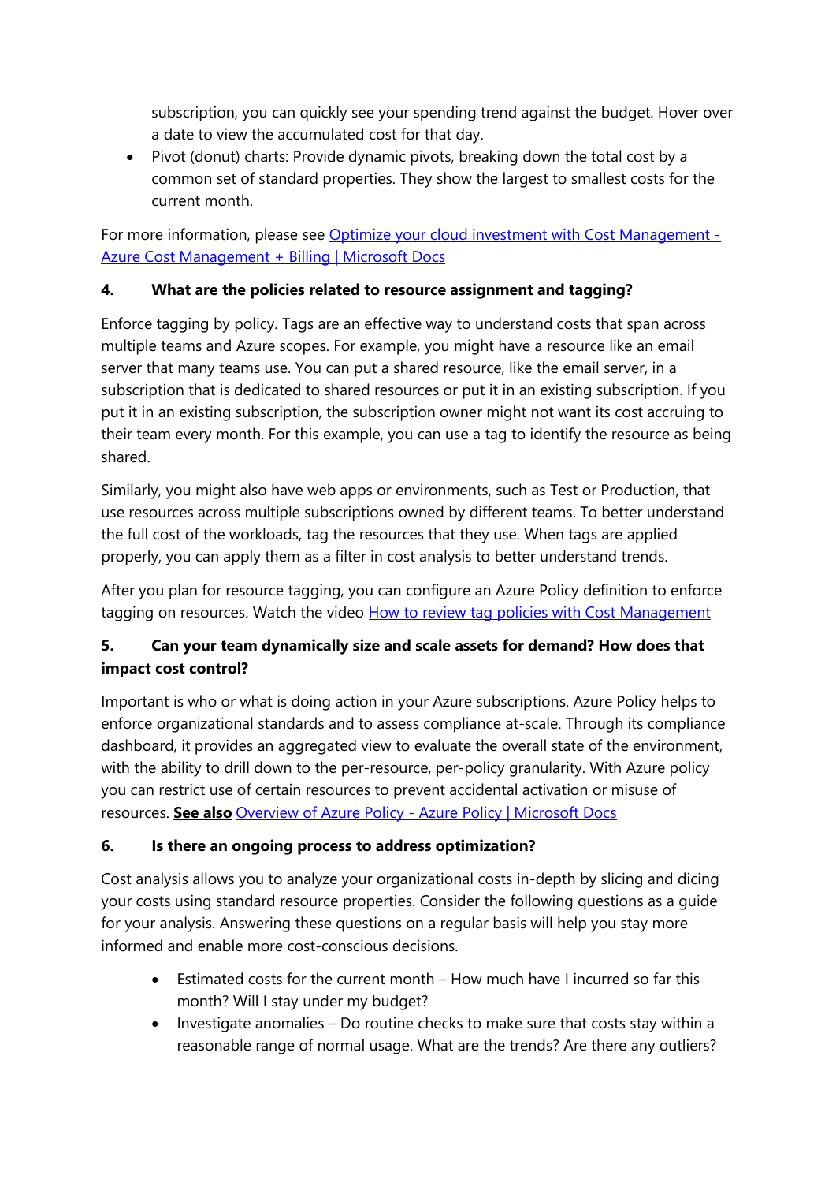subscription, you can quickly see your spending trend against the budget. Hover over a date to view the accumulated cost for that day.

- Pivot (donut) charts: Provide dynamic pivots, breaking down the total cost by a common set of standard properties. They show the largest to smallest costs for the current month.

For more information, please see [Optimize your cloud investment with Cost Management - Azure Cost Management + Billing | Microsoft Docs]()

**4. What are the policies related to resource assignment and tagging?**

Enforce tagging by policy. Tags are an effective way to understand costs that span across multiple teams and Azure scopes. For example, you might have a resource like an email server that many teams use. You can put a shared resource, like the email server, in a subscription that is dedicated to shared resources or put it in an existing subscription. If you put it in an existing subscription, the subscription owner might not want its cost accruing to their team every month. For this example, you can use a tag to identify the resource as being shared.

Similarly, you might also have web apps or environments, such as Test or Production, that use resources across multiple subscriptions owned by different teams. To better understand the full cost of the workloads, tag the resources that they use. When tags are applied properly, you can apply them as a filter in cost analysis to better understand trends.

After you plan for resource tagging, you can configure an Azure Policy definition to enforce tagging on resources. Watch the video [How to review tag policies with Cost Management]()

**5. Can your team dynamically size and scale assets for demand? How does that impact cost control?**

Important is who or what is doing action in your Azure subscriptions. Azure Policy helps to enforce organizational standards and to assess compliance at-scale. Through its compliance dashboard, it provides an aggregated view to evaluate the overall state of the environment, with the ability to drill down to the per-resource, per-policy granularity. With Azure policy you can restrict use of certain resources to prevent accidental activation or misuse of resources. **See also** [Overview of Azure Policy - Azure Policy | Microsoft Docs]()

**6. Is there an ongoing process to address optimization?**

Cost analysis allows you to analyze your organizational costs in-depth by slicing and dicing your costs using standard resource properties. Consider the following questions as a guide for your analysis. Answering these questions on a regular basis will help you stay more informed and enable more cost-conscious decisions.

- Estimated costs for the current month – How much have I incurred so far this month? Will I stay under my budget?
- Investigate anomalies – Do routine checks to make sure that costs stay within a reasonable range of normal usage. What are the trends? Are there any outliers?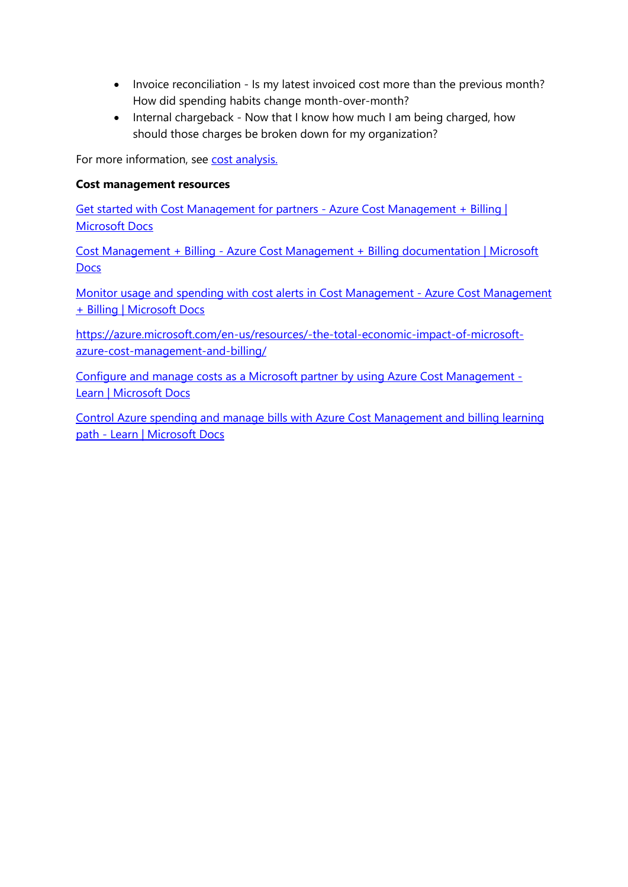- Invoice reconciliation - Is my latest invoiced cost more than the previous month? How did spending habits change month-over-month?
- Internal chargeback - Now that I know how much I am being charged, how should those charges be broken down for my organization?

For more information, see cost analysis.

**Cost management resources**

Get started with Cost Management for partners - Azure Cost Management + Billing | Microsoft Docs

Cost Management + Billing - Azure Cost Management + Billing documentation | Microsoft Docs

Monitor usage and spending with cost alerts in Cost Management - Azure Cost Management + Billing | Microsoft Docs

https://azure.microsoft.com/en-us/resources/-the-total-economic-impact-of-microsoft-azure-cost-management-and-billing/

Configure and manage costs as a Microsoft partner by using Azure Cost Management - Learn | Microsoft Docs

Control Azure spending and manage bills with Azure Cost Management and billing learning path - Learn | Microsoft Docs